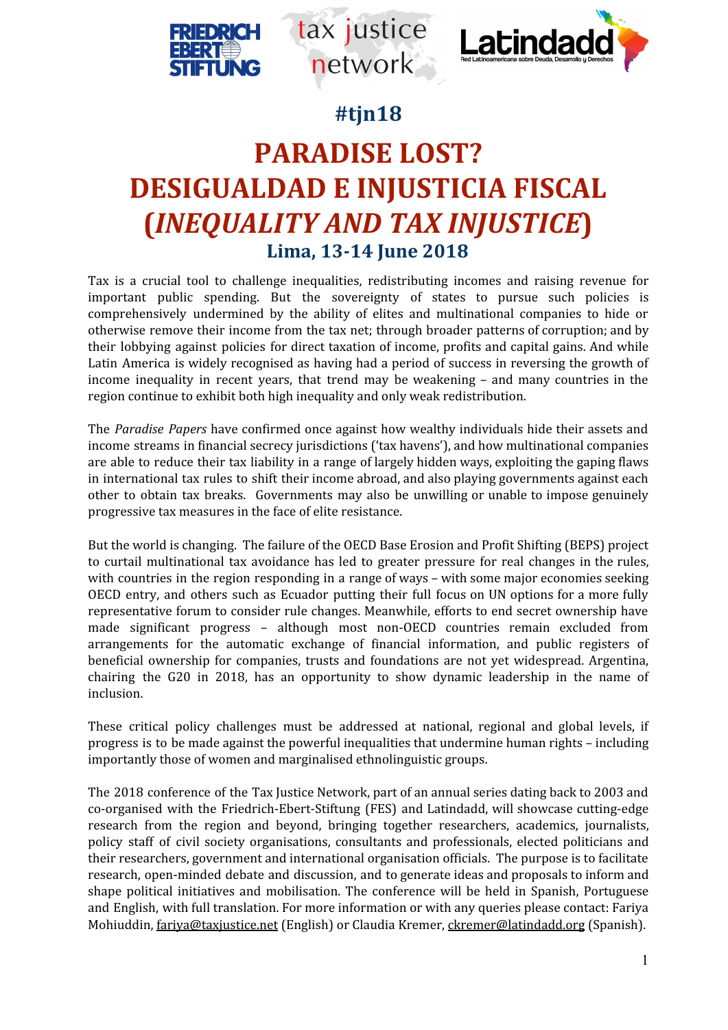#tjn18

# PARADISE LOST?
# DESIGUALDAD E INJUSTICIA FISCAL
# (*INEQUALITY AND TAX INJUSTICE*)

## Lima, 13-14 June 2018

Tax is a crucial tool to challenge inequalities, redistributing incomes and raising revenue for important public spending. But the sovereignty of states to pursue such policies is comprehensively undermined by the ability of elites and multinational companies to hide or otherwise remove their income from the tax net; through broader patterns of corruption; and by their lobbying against policies for direct taxation of income, profits and capital gains. And while Latin America is widely recognised as having had a period of success in reversing the growth of income inequality in recent years, that trend may be weakening – and many countries in the region continue to exhibit both high inequality and only weak redistribution.

The *Paradise Papers* have confirmed once against how wealthy individuals hide their assets and income streams in financial secrecy jurisdictions ('tax havens'), and how multinational companies are able to reduce their tax liability in a range of largely hidden ways, exploiting the gaping flaws in international tax rules to shift their income abroad, and also playing governments against each other to obtain tax breaks. Governments may also be unwilling or unable to impose genuinely progressive tax measures in the face of elite resistance.

But the world is changing. The failure of the OECD Base Erosion and Profit Shifting (BEPS) project to curtail multinational tax avoidance has led to greater pressure for real changes in the rules, with countries in the region responding in a range of ways – with some major economies seeking OECD entry, and others such as Ecuador putting their full focus on UN options for a more fully representative forum to consider rule changes. Meanwhile, efforts to end secret ownership have made significant progress – although most non-OECD countries remain excluded from arrangements for the automatic exchange of financial information, and public registers of beneficial ownership for companies, trusts and foundations are not yet widespread. Argentina, chairing the G20 in 2018, has an opportunity to show dynamic leadership in the name of inclusion.

These critical policy challenges must be addressed at national, regional and global levels, if progress is to be made against the powerful inequalities that undermine human rights – including importantly those of women and marginalised ethnolinguistic groups.

The 2018 conference of the Tax Justice Network, part of an annual series dating back to 2003 and co-organised with the Friedrich-Ebert-Stiftung (FES) and Latindadd, will showcase cutting-edge research from the region and beyond, bringing together researchers, academics, journalists, policy staff of civil society organisations, consultants and professionals, elected politicians and their researchers, government and international organisation officials. The purpose is to facilitate research, open-minded debate and discussion, and to generate ideas and proposals to inform and shape political initiatives and mobilisation. The conference will be held in Spanish, Portuguese and English, with full translation. For more information or with any queries please contact: Fariya Mohiuddin, fariya@taxjustice.net (English) or Claudia Kremer, ckremer@latindadd.org (Spanish).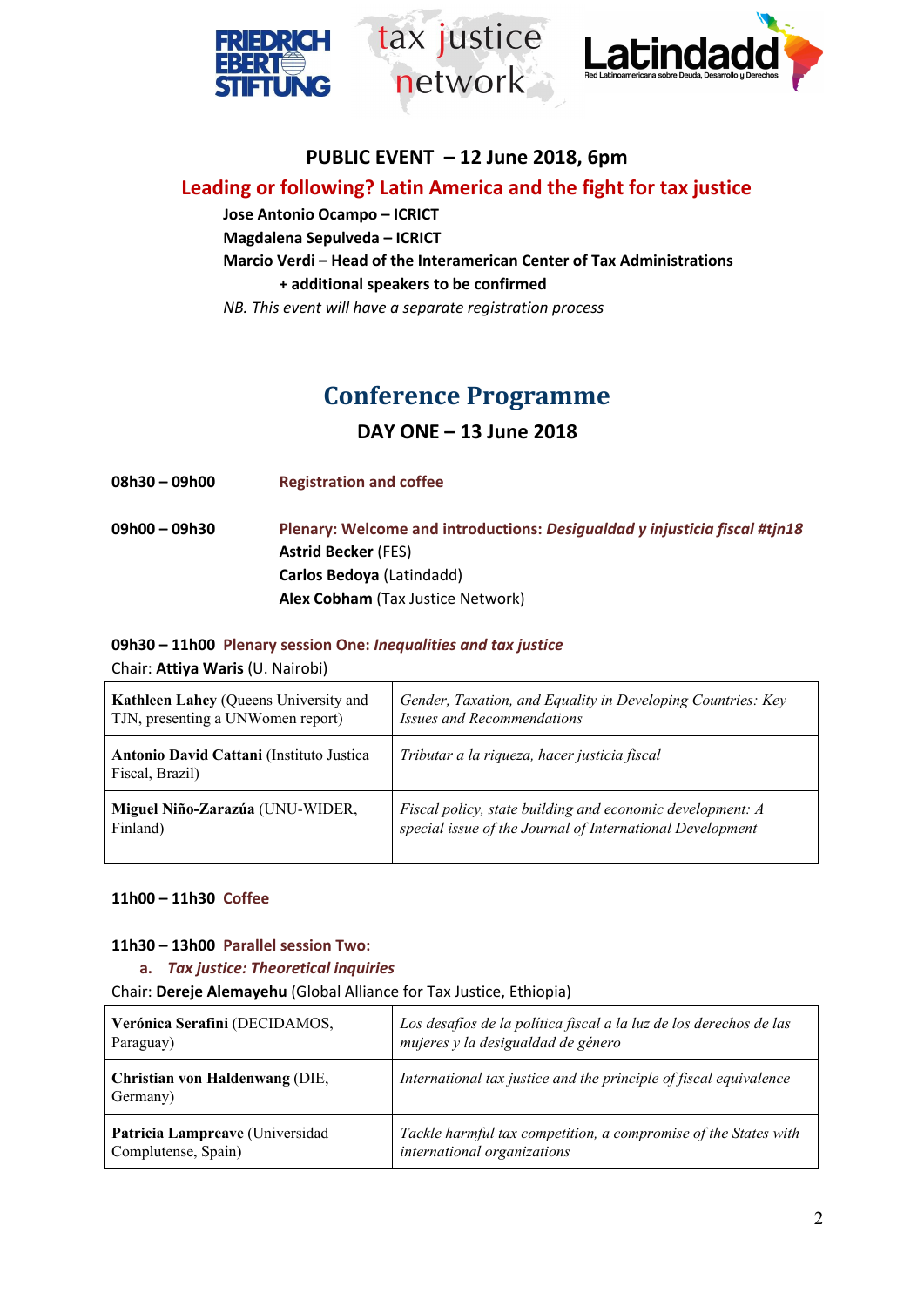**PUBLIC EVENT – 12 June 2018, 6pm**

**Leading or following? Latin America and the fight for tax justice**

**Jose Antonio Ocampo – ICRICT**
**Magdalena Sepulveda – ICRICT**
**Marcio Verdi – Head of the Interamerican Center of Tax Administrations**
**+ additional speakers to be confirmed**

*NB. This event will have a separate registration process*

# Conference Programme

## DAY ONE – 13 June 2018

**08h30 – 09h00** **Registration and coffee**

**09h00 – 09h30** **Plenary: Welcome and introductions:** ***Desigualdad y injusticia fiscal #tjn18***
**Astrid Becker** (FES)
**Carlos Bedoya** (Latindadd)
**Alex Cobham** (Tax Justice Network)

**09h30 – 11h00 Plenary session One:** ***Inequalities and tax justice***

Chair: **Attiya Waris** (U. Nairobi)

| | |
|---|---|
| **Kathleen Lahey** (Queens University and TJN, presenting a UNWomen report) | *Gender, Taxation, and Equality in Developing Countries: Key Issues and Recommendations* |
| **Antonio David Cattani** (Instituto Justica Fiscal, Brazil) | *Tributar a la riqueza, hacer justicia fiscal* |
| **Miguel Niño-Zarazúa** (UNU-WIDER, Finland) | *Fiscal policy, state building and economic development: A special issue of the Journal of International Development* |

**11h00 – 11h30 Coffee**

**11h30 – 13h00 Parallel session Two:**

a. ***Tax justice: Theoretical inquiries***

Chair: **Dereje Alemayehu** (Global Alliance for Tax Justice, Ethiopia)

| | |
|---|---|
| **Verónica Serafini** (DECIDAMOS, Paraguay) | *Los desafíos de la política fiscal a la luz de los derechos de las mujeres y la desigualdad de género* |
| **Christian von Haldenwang** (DIE, Germany) | *International tax justice and the principle of fiscal equivalence* |
| **Patricia Lampreave** (Universidad Complutense, Spain) | *Tackle harmful tax competition, a compromise of the States with international organizations* |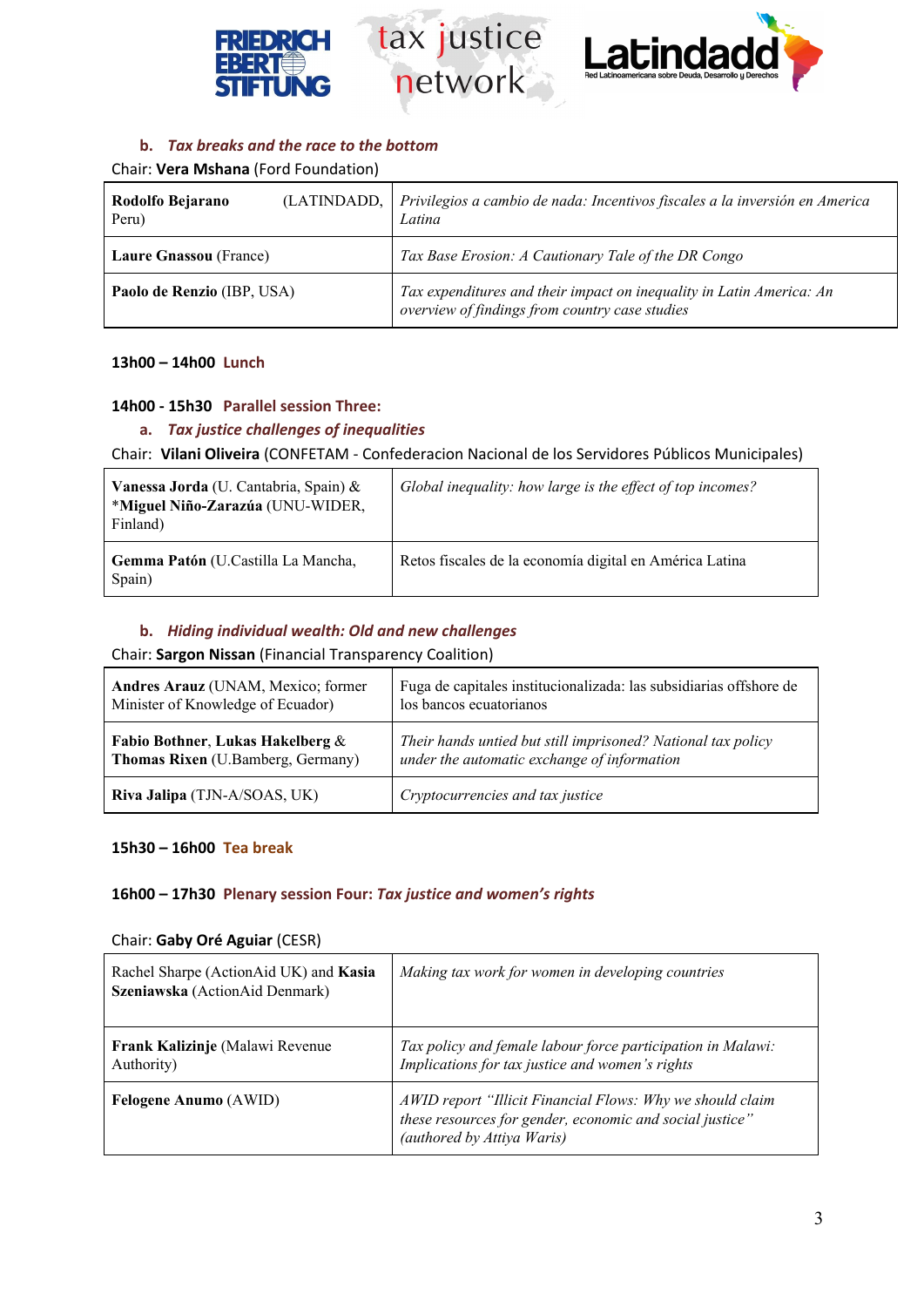### b. *Tax breaks and the race to the bottom*

Chair: **Vera Mshana** (Ford Foundation)

| | |
|---|---|
| **Rodolfo Bejarano** (LATINDADD, Peru) | *Privilegios a cambio de nada: Incentivos fiscales a la inversión en America Latina* |
| **Laure Gnassou** (France) | *Tax Base Erosion: A Cautionary Tale of the DR Congo* |
| **Paolo de Renzio** (IBP, USA) | *Tax expenditures and their impact on inequality in Latin America: An overview of findings from country case studies* |

**13h00 – 14h00** Lunch

**14h00 - 15h30** Parallel session Three:

### a. *Tax justice challenges of inequalities*

Chair: **Vilani Oliveira** (CONFETAM - Confederacion Nacional de los Servidores Públicos Municipales)

| | |
|---|---|
| **Vanessa Jorda** (U. Cantabria, Spain) & *Miguel Niño-Zarazúa (UNU-WIDER, Finland) | *Global inequality: how large is the effect of top incomes?* |
| **Gemma Patón** (U.Castilla La Mancha, Spain) | Retos fiscales de la economía digital en América Latina |

### b. *Hiding individual wealth: Old and new challenges*

Chair: **Sargon Nissan** (Financial Transparency Coalition)

| | |
|---|---|
| **Andres Arauz** (UNAM, Mexico; former Minister of Knowledge of Ecuador) | Fuga de capitales institucionalizada: las subsidiarias offshore de los bancos ecuatorianos |
| **Fabio Bothner**, **Lukas Hakelberg** & **Thomas Rixen** (U.Bamberg, Germany) | *Their hands untied but still imprisoned? National tax policy under the automatic exchange of information* |
| **Riva Jalipa** (TJN-A/SOAS, UK) | *Cryptocurrencies and tax justice* |

**15h30 – 16h00** Tea break

**16h00 – 17h30** Plenary session Four: *Tax justice and women's rights*

Chair: **Gaby Oré Aguiar** (CESR)

| | |
|---|---|
| Rachel Sharpe (ActionAid UK) and **Kasia Szeniawska** (ActionAid Denmark) | *Making tax work for women in developing countries* |
| **Frank Kalizinje** (Malawi Revenue Authority) | *Tax policy and female labour force participation in Malawi: Implications for tax justice and women's rights* |
| **Felogene Anumo** (AWID) | *AWID report "Illicit Financial Flows: Why we should claim these resources for gender, economic and social justice" (authored by Attiya Waris)* |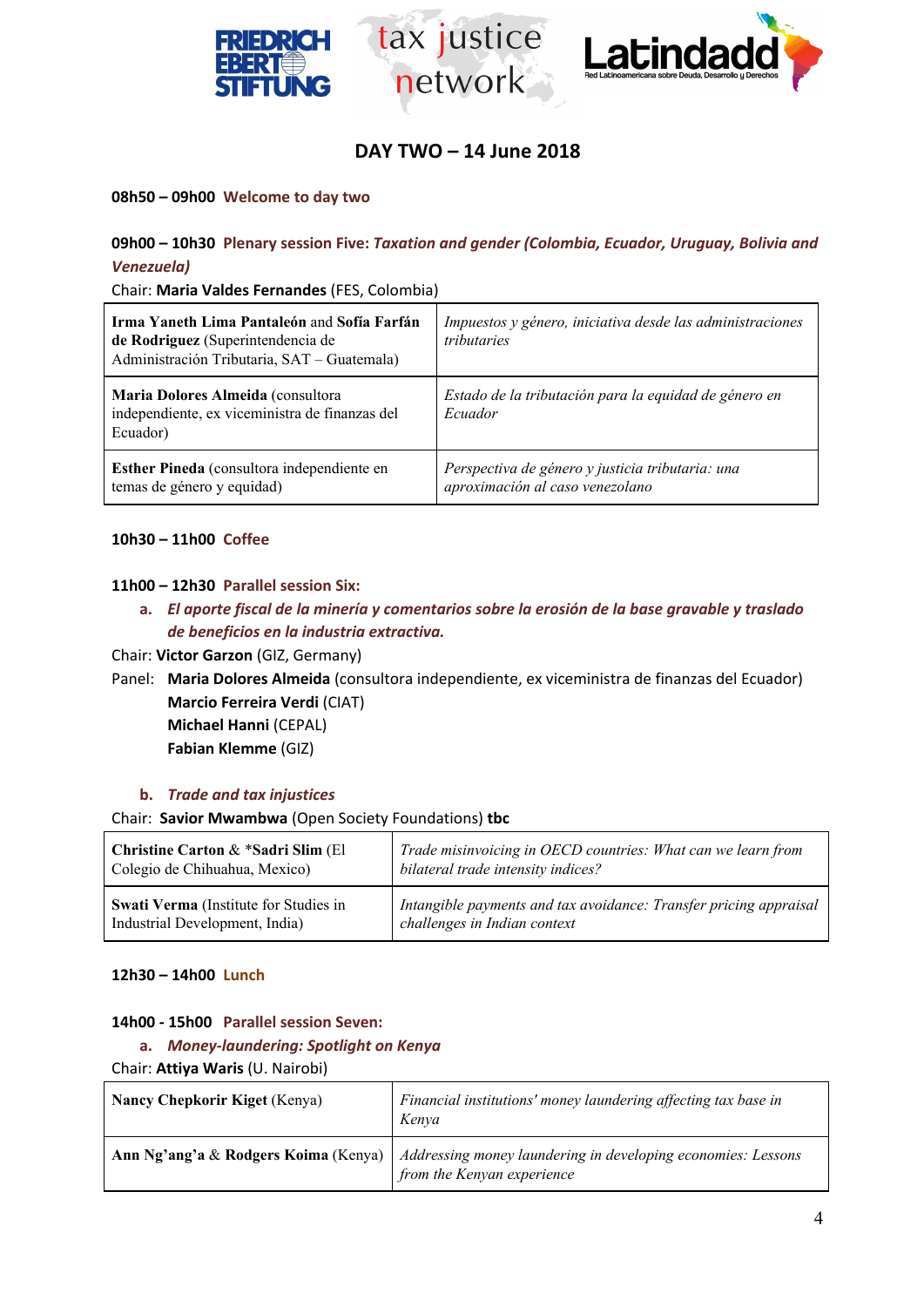## DAY TWO – 14 June 2018

**08h50 – 09h00** **Welcome to day two**

**09h00 – 10h30** **Plenary session Five:** ***Taxation and gender (Colombia, Ecuador, Uruguay, Bolivia and Venezuela)***

Chair: **Maria Valdes Fernandes** (FES, Colombia)

| | |
|---|---|
| **Irma Yaneth Lima Pantaleón** and **Sofía Farfán de Rodriguez** (Superintendencia de Administración Tributaria, SAT – Guatemala) | *Impuestos y género, iniciativa desde las administraciones tributaries* |
| **Maria Dolores Almeida** (consultora independiente, ex viceministra de finanzas del Ecuador) | *Estado de la tributación para la equidad de género en Ecuador* |
| **Esther Pineda** (consultora independiente en temas de género y equidad) | *Perspectiva de género y justicia tributaria: una aproximación al caso venezolano* |

**10h30 – 11h00** **Coffee**

**11h00 – 12h30** **Parallel session Six:**

a. ***El aporte fiscal de la minería y comentarios sobre la erosión de la base gravable y traslado de beneficios en la industria extractiva.***

Chair: **Victor Garzon** (GIZ, Germany)

Panel: **Maria Dolores Almeida** (consultora independiente, ex viceministra de finanzas del Ecuador)
**Marcio Ferreira Verdi** (CIAT)
**Michael Hanni** (CEPAL)
**Fabian Klemme** (GIZ)

b. ***Trade and tax injustices***

Chair: **Savior Mwambwa** (Open Society Foundations) **tbc**

| | |
|---|---|
| **Christine Carton** & ***Sadri Slim** (El Colegio de Chihuahua, Mexico) | *Trade misinvoicing in OECD countries: What can we learn from bilateral trade intensity indices?* |
| **Swati Verma** (Institute for Studies in Industrial Development, India) | *Intangible payments and tax avoidance: Transfer pricing appraisal challenges in Indian context* |

**12h30 – 14h00** **Lunch**

**14h00 - 15h00** **Parallel session Seven:**

a. ***Money-laundering: Spotlight on Kenya***

Chair: **Attiya Waris** (U. Nairobi)

| | |
|---|---|
| **Nancy Chepkorir Kiget** (Kenya) | *Financial institutions' money laundering affecting tax base in Kenya* |
| **Ann Ng'ang'a** & **Rodgers Koima** (Kenya) | *Addressing money laundering in developing economies: Lessons from the Kenyan experience* |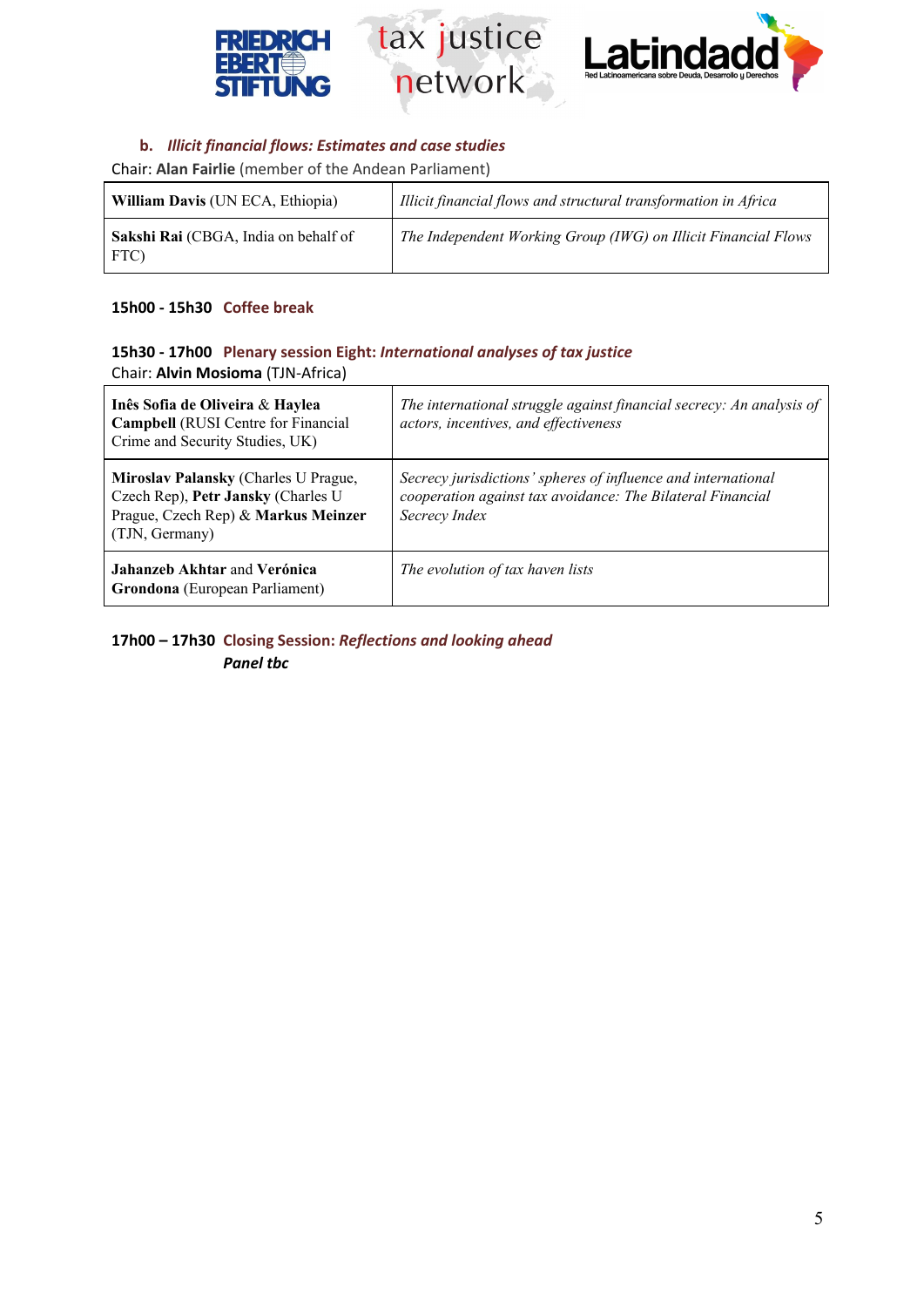### b. *Illicit financial flows: Estimates and case studies*

Chair: **Alan Fairlie** (member of the Andean Parliament)

| | |
|---|---|
| **William Davis** (UN ECA, Ethiopia) | *Illicit financial flows and structural transformation in Africa* |
| **Sakshi Rai** (CBGA, India on behalf of FTC) | *The Independent Working Group (IWG) on Illicit Financial Flows* |

**15h00 - 15h30** Coffee break

**15h30 - 17h00** Plenary session Eight: ***International analyses of tax justice***

Chair: **Alvin Mosioma** (TJN-Africa)

| | |
|---|---|
| **Inês Sofia de Oliveira** & **Haylea Campbell** (RUSI Centre for Financial Crime and Security Studies, UK) | *The international struggle against financial secrecy: An analysis of actors, incentives, and effectiveness* |
| **Miroslav Palansky** (Charles U Prague, Czech Rep), **Petr Jansky** (Charles U Prague, Czech Rep) & **Markus Meinzer** (TJN, Germany) | *Secrecy jurisdictions' spheres of influence and international cooperation against tax avoidance: The Bilateral Financial Secrecy Index* |
| **Jahanzeb Akhtar** and **Verónica Grondona** (European Parliament) | *The evolution of tax haven lists* |

**17h00 – 17h30** Closing Session: ***Reflections and looking ahead***

***Panel tbc***